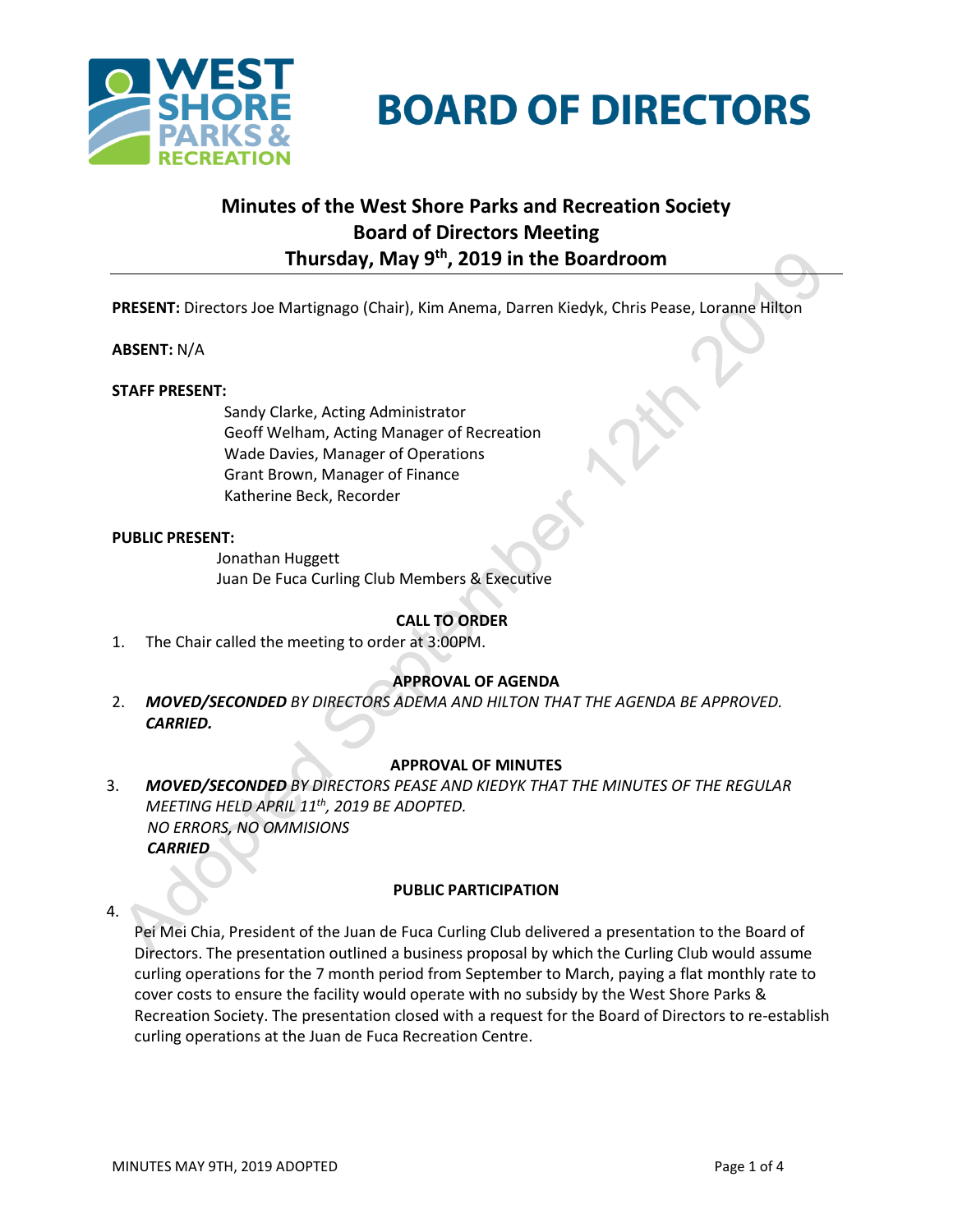# BOARD OF DIRECTORS

## Minutes of the West Shore Parks and Recreation Society Board of Directors Meeting Thursday, May 9th, 2019 in the Boardroom

**PRESENT:** Directors Joe Martignago (Chair), Kim Anema, Darren Kiedyk, Chris Pease, Loranne Hilton

**ABSENT:** N/A

**STAFF PRESENT:**

Sandy Clarke, Acting Administrator
Geoff Welham, Acting Manager of Recreation
Wade Davies, Manager of Operations
Grant Brown, Manager of Finance
Katherine Beck, Recorder

**PUBLIC PRESENT:**

Jonathan Huggett
Juan De Fuca Curling Club Members & Executive

### CALL TO ORDER

1. The Chair called the meeting to order at 3:00PM.

### APPROVAL OF AGENDA

2. ***MOVED/SECONDED*** *BY DIRECTORS ADEMA AND HILTON THAT THE AGENDA BE APPROVED.* ***CARRIED.***

### APPROVAL OF MINUTES

3. ***MOVED/SECONDED*** *BY DIRECTORS PEASE AND KIEDYK THAT THE MINUTES OF THE REGULAR MEETING HELD APRIL 11th, 2019 BE ADOPTED.*
   *NO ERRORS, NO OMMISIONS*
   ***CARRIED***

### PUBLIC PARTICIPATION

4. Pei Mei Chia, President of the Juan de Fuca Curling Club delivered a presentation to the Board of Directors. The presentation outlined a business proposal by which the Curling Club would assume curling operations for the 7 month period from September to March, paying a flat monthly rate to cover costs to ensure the facility would operate with no subsidy by the West Shore Parks & Recreation Society. The presentation closed with a request for the Board of Directors to re-establish curling operations at the Juan de Fuca Recreation Centre.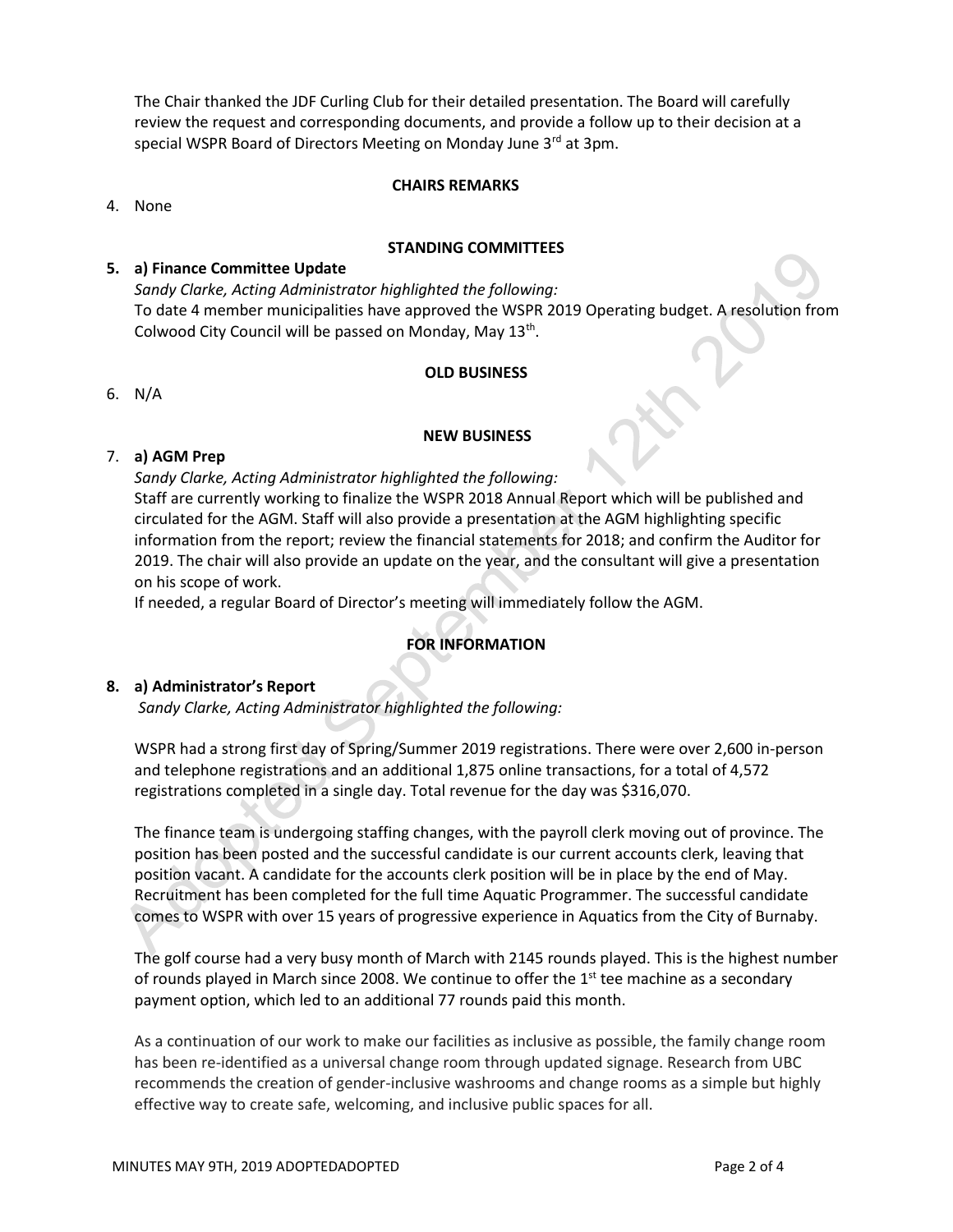The Chair thanked the JDF Curling Club for their detailed presentation. The Board will carefully review the request and corresponding documents, and provide a follow up to their decision at a special WSPR Board of Directors Meeting on Monday June 3rd at 3pm.

**CHAIRS REMARKS**

4. None

**STANDING COMMITTEES**

**5. a) Finance Committee Update**

*Sandy Clarke, Acting Administrator highlighted the following:*

To date 4 member municipalities have approved the WSPR 2019 Operating budget. A resolution from Colwood City Council will be passed on Monday, May 13th.

**OLD BUSINESS**

6. N/A

**NEW BUSINESS**

7. **a) AGM Prep**

*Sandy Clarke, Acting Administrator highlighted the following:*

Staff are currently working to finalize the WSPR 2018 Annual Report which will be published and circulated for the AGM. Staff will also provide a presentation at the AGM highlighting specific information from the report; review the financial statements for 2018; and confirm the Auditor for 2019. The chair will also provide an update on the year, and the consultant will give a presentation on his scope of work.

If needed, a regular Board of Director's meeting will immediately follow the AGM.

**FOR INFORMATION**

**8. a) Administrator's Report**

*Sandy Clarke, Acting Administrator highlighted the following:*

WSPR had a strong first day of Spring/Summer 2019 registrations. There were over 2,600 in-person and telephone registrations and an additional 1,875 online transactions, for a total of 4,572 registrations completed in a single day. Total revenue for the day was $316,070.

The finance team is undergoing staffing changes, with the payroll clerk moving out of province. The position has been posted and the successful candidate is our current accounts clerk, leaving that position vacant. A candidate for the accounts clerk position will be in place by the end of May. Recruitment has been completed for the full time Aquatic Programmer. The successful candidate comes to WSPR with over 15 years of progressive experience in Aquatics from the City of Burnaby.

The golf course had a very busy month of March with 2145 rounds played. This is the highest number of rounds played in March since 2008. We continue to offer the 1st tee machine as a secondary payment option, which led to an additional 77 rounds paid this month.

As a continuation of our work to make our facilities as inclusive as possible, the family change room has been re-identified as a universal change room through updated signage. Research from UBC recommends the creation of gender-inclusive washrooms and change rooms as a simple but highly effective way to create safe, welcoming, and inclusive public spaces for all.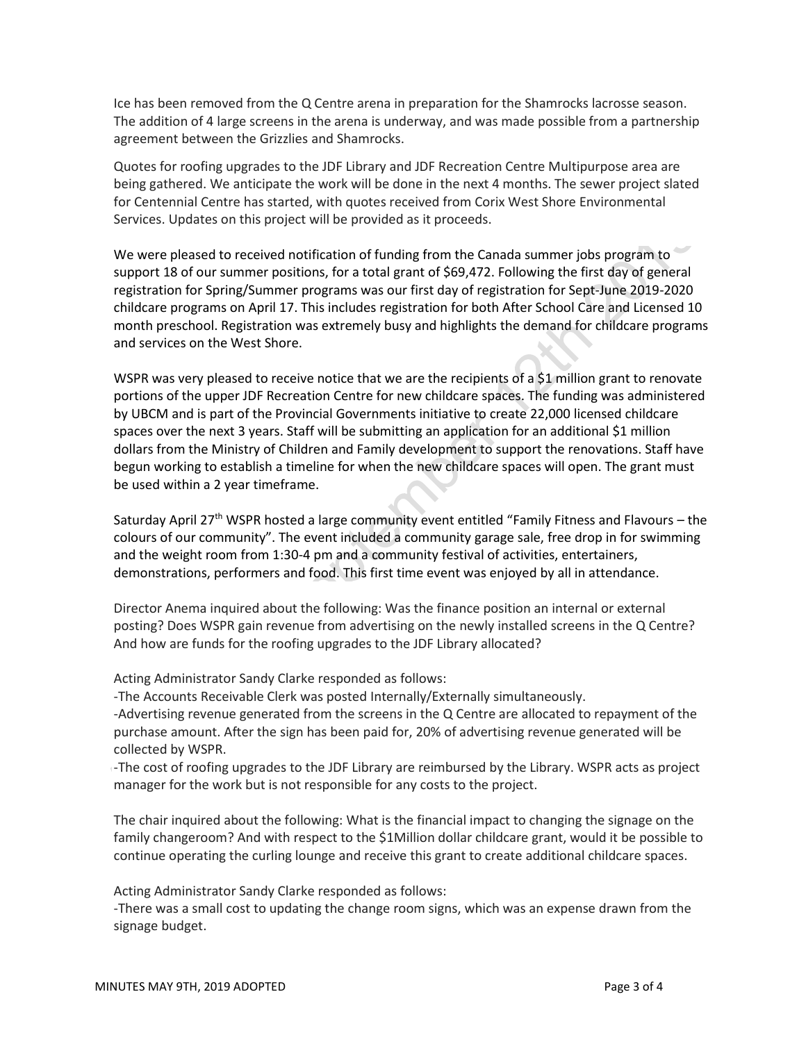Ice has been removed from the Q Centre arena in preparation for the Shamrocks lacrosse season. The addition of 4 large screens in the arena is underway, and was made possible from a partnership agreement between the Grizzlies and Shamrocks.

Quotes for roofing upgrades to the JDF Library and JDF Recreation Centre Multipurpose area are being gathered. We anticipate the work will be done in the next 4 months. The sewer project slated for Centennial Centre has started, with quotes received from Corix West Shore Environmental Services. Updates on this project will be provided as it proceeds.

We were pleased to received notification of funding from the Canada summer jobs program to support 18 of our summer positions, for a total grant of $69,472. Following the first day of general registration for Spring/Summer programs was our first day of registration for Sept-June 2019-2020 childcare programs on April 17. This includes registration for both After School Care and Licensed 10 month preschool. Registration was extremely busy and highlights the demand for childcare programs and services on the West Shore.

WSPR was very pleased to receive notice that we are the recipients of a $1 million grant to renovate portions of the upper JDF Recreation Centre for new childcare spaces. The funding was administered by UBCM and is part of the Provincial Governments initiative to create 22,000 licensed childcare spaces over the next 3 years. Staff will be submitting an application for an additional $1 million dollars from the Ministry of Children and Family development to support the renovations. Staff have begun working to establish a timeline for when the new childcare spaces will open. The grant must be used within a 2 year timeframe.

Saturday April 27th WSPR hosted a large community event entitled "Family Fitness and Flavours – the colours of our community". The event included a community garage sale, free drop in for swimming and the weight room from 1:30-4 pm and a community festival of activities, entertainers, demonstrations, performers and food. This first time event was enjoyed by all in attendance.

Director Anema inquired about the following: Was the finance position an internal or external posting? Does WSPR gain revenue from advertising on the newly installed screens in the Q Centre? And how are funds for the roofing upgrades to the JDF Library allocated?

Acting Administrator Sandy Clarke responded as follows:
-The Accounts Receivable Clerk was posted Internally/Externally simultaneously.
-Advertising revenue generated from the screens in the Q Centre are allocated to repayment of the purchase amount. After the sign has been paid for, 20% of advertising revenue generated will be collected by WSPR.
-The cost of roofing upgrades to the JDF Library are reimbursed by the Library. WSPR acts as project manager for the work but is not responsible for any costs to the project.

The chair inquired about the following: What is the financial impact to changing the signage on the family changeroom? And with respect to the $1Million dollar childcare grant, would it be possible to continue operating the curling lounge and receive this grant to create additional childcare spaces.

Acting Administrator Sandy Clarke responded as follows:
-There was a small cost to updating the change room signs, which was an expense drawn from the signage budget.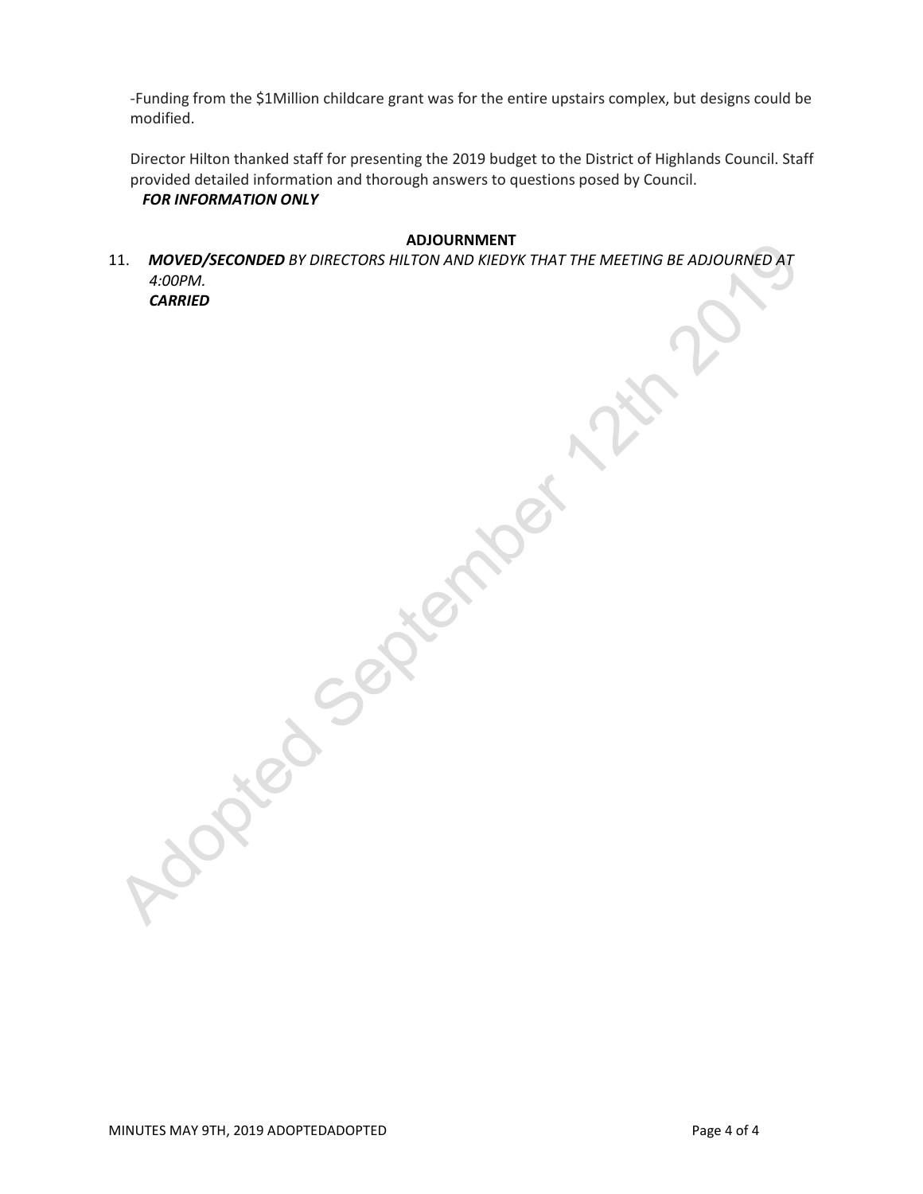-Funding from the $1Million childcare grant was for the entire upstairs complex, but designs could be modified.

Director Hilton thanked staff for presenting the 2019 budget to the District of Highlands Council. Staff provided detailed information and thorough answers to questions posed by Council.
***FOR INFORMATION ONLY***

**ADJOURNMENT**

11. ***MOVED/SECONDED*** *BY DIRECTORS HILTON AND KIEDYK THAT THE MEETING BE ADJOURNED AT 4:00PM.*
***CARRIED***

Adopted September 12th 2019